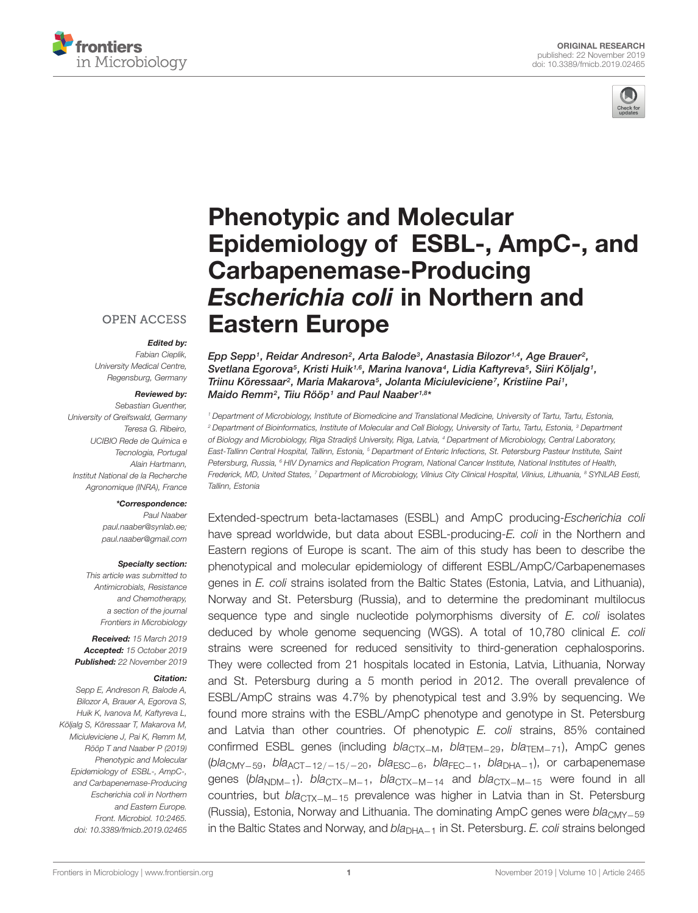ORIGINAL RESEARCH
published: 22 November 2019
doi: 10.3389/fmicb.2019.02465

# Phenotypic and Molecular Epidemiology of ESBL-, AmpC-, and Carbapenemase-Producing *Escherichia coli* in Northern and Eastern Europe

**Epp Sepp[1], Reidar Andreson[2], Arta Balode[3], Anastasia Bilozor[1,4], Age Brauer[2], Svetlana Egorova[5], Kristi Huik[1,6], Marina Ivanova[4], Lidia Kaftyreva[5], Siiri Kõljalg[1], Triinu Kõressaar[2], Maria Makarova[5], Jolanta Miciuleviciene[7], Kristiine Pai[1], Maido Remm[2], Tiiu Rööp[1] and Paul Naaber[1,8]***

[1] Department of Microbiology, Institute of Biomedicine and Translational Medicine, University of Tartu, Tartu, Estonia, [2] Department of Bioinformatics, Institute of Molecular and Cell Biology, University of Tartu, Tartu, Estonia, [3] Department of Biology and Microbiology, Riga Stradiņš University, Riga, Latvia, [4] Department of Microbiology, Central Laboratory, East-Tallinn Central Hospital, Tallinn, Estonia, [5] Department of Enteric Infections, St. Petersburg Pasteur Institute, Saint Petersburg, Russia, [6] HIV Dynamics and Replication Program, National Cancer Institute, National Institutes of Health, Frederick, MD, United States, [7] Department of Microbiology, Vilnius City Clinical Hospital, Vilnius, Lithuania, [8] SYNLAB Eesti, Tallinn, Estonia

OPEN ACCESS

***Edited by:***
*Fabian Cieplik,*
*University Medical Centre, Regensburg, Germany*

***Reviewed by:***
*Sebastian Guenther, University of Greifswald, Germany*
*Teresa G. Ribeiro, UCIBIO Rede de Química e Tecnologia, Portugal*
*Alain Hartmann, Institut National de la Recherche Agronomique (INRA), France*

***\*Correspondence:***
*Paul Naaber*
*paul.naaber@synlab.ee;*
*paul.naaber@gmail.com*

***Specialty section:***
*This article was submitted to Antimicrobials, Resistance and Chemotherapy, a section of the journal Frontiers in Microbiology*

***Received:*** *15 March 2019*
***Accepted:*** *15 October 2019*
***Published:*** *22 November 2019*

***Citation:***
*Sepp E, Andreson R, Balode A, Bilozor A, Brauer A, Egorova S, Huik K, Ivanova M, Kaftyreva L, Kõljalg S, Kõressaar T, Makarova M, Miciuleviciene J, Pai K, Remm M, Rööp T and Naaber P (2019) Phenotypic and Molecular Epidemiology of ESBL-, AmpC-, and Carbapenemase-Producing Escherichia coli in Northern and Eastern Europe. Front. Microbiol. 10:2465. doi: 10.3389/fmicb.2019.02465*

Extended-spectrum beta-lactamases (ESBL) and AmpC producing-*Escherichia coli* have spread worldwide, but data about ESBL-producing-*E. coli* in the Northern and Eastern regions of Europe is scant. The aim of this study has been to describe the phenotypical and molecular epidemiology of different ESBL/AmpC/Carbapenemases genes in *E. coli* strains isolated from the Baltic States (Estonia, Latvia, and Lithuania), Norway and St. Petersburg (Russia), and to determine the predominant multilocus sequence type and single nucleotide polymorphisms diversity of *E. coli* isolates deduced by whole genome sequencing (WGS). A total of 10,780 clinical *E. coli* strains were screened for reduced sensitivity to third-generation cephalosporins. They were collected from 21 hospitals located in Estonia, Latvia, Lithuania, Norway and St. Petersburg during a 5 month period in 2012. The overall prevalence of ESBL/AmpC strains was 4.7% by phenotypical test and 3.9% by sequencing. We found more strains with the ESBL/AmpC phenotype and genotype in St. Petersburg and Latvia than other countries. Of phenotypic *E. coli* strains, 85% contained confirmed ESBL genes (including $bla_{CTX-M}$, $bla_{TEM-29}$, $bla_{TEM-71}$), AmpC genes ($bla_{CMY-59}$, $bla_{ACT-12/-15/-20}$, $bla_{ESC-6}$, $bla_{FEC-1}$, $bla_{DHA-1}$), or carbapenemase genes ($bla_{NDM-1}$). $bla_{CTX-M-1}$, $bla_{CTX-M-14}$ and $bla_{CTX-M-15}$ were found in all countries, but $bla_{CTX-M-15}$ prevalence was higher in Latvia than in St. Petersburg (Russia), Estonia, Norway and Lithuania. The dominating AmpC genes were $bla_{CMY-59}$ in the Baltic States and Norway, and $bla_{DHA-1}$ in St. Petersburg. *E. coli* strains belonged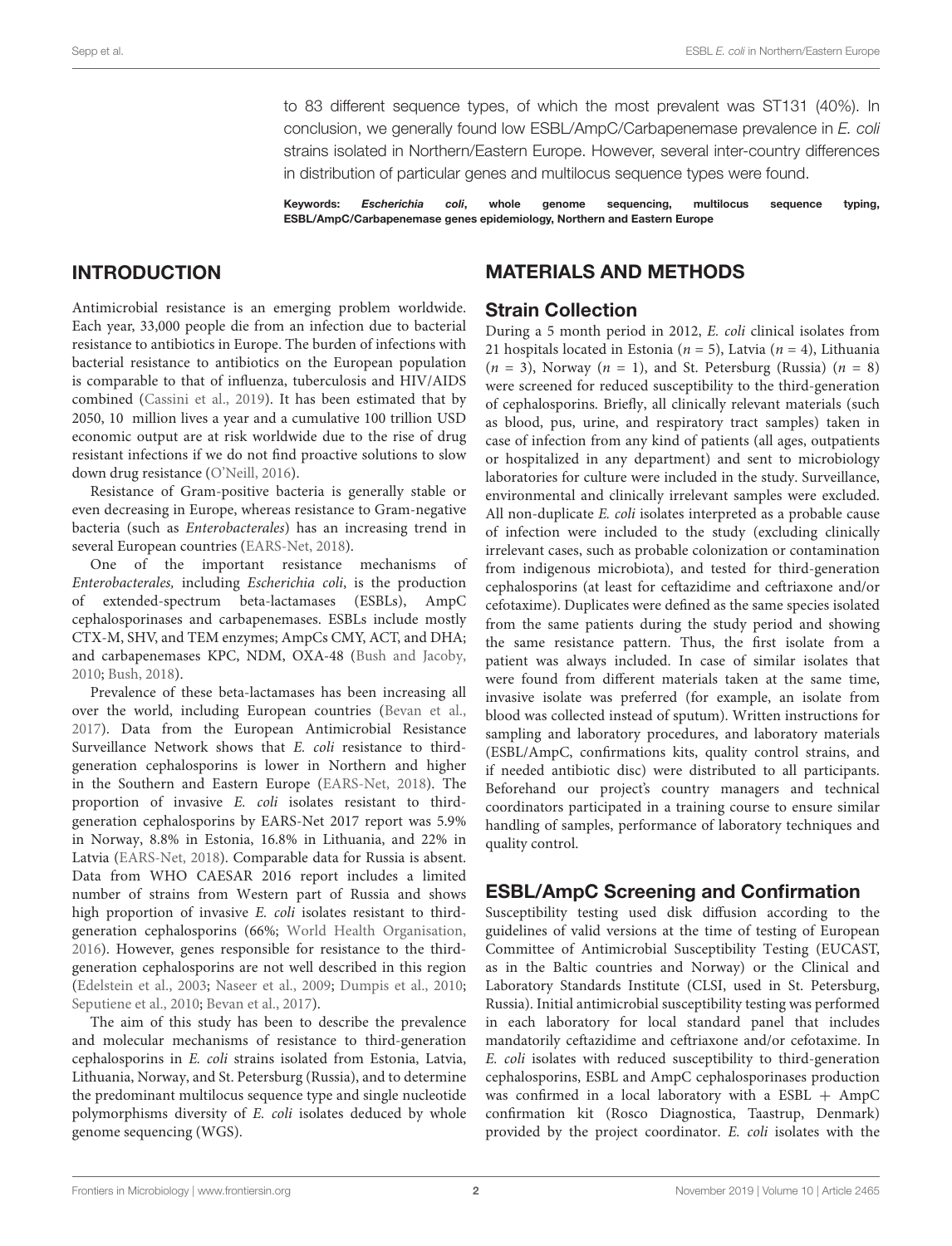to 83 different sequence types, of which the most prevalent was ST131 (40%). In conclusion, we generally found low ESBL/AmpC/Carbapenemase prevalence in *E. coli* strains isolated in Northern/Eastern Europe. However, several inter-country differences in distribution of particular genes and multilocus sequence types were found.

**Keywords:** ***Escherichia coli*****, whole genome sequencing, multilocus sequence typing, ESBL/AmpC/Carbapenemase genes epidemiology, Northern and Eastern Europe**

## INTRODUCTION

Antimicrobial resistance is an emerging problem worldwide. Each year, 33,000 people die from an infection due to bacterial resistance to antibiotics in Europe. The burden of infections with bacterial resistance to antibiotics on the European population is comparable to that of influenza, tuberculosis and HIV/AIDS combined (Cassini et al., 2019). It has been estimated that by 2050, 10 million lives a year and a cumulative 100 trillion USD economic output are at risk worldwide due to the rise of drug resistant infections if we do not find proactive solutions to slow down drug resistance (O'Neill, 2016).

Resistance of Gram-positive bacteria is generally stable or even decreasing in Europe, whereas resistance to Gram-negative bacteria (such as *Enterobacterales*) has an increasing trend in several European countries (EARS-Net, 2018).

One of the important resistance mechanisms of *Enterobacterales,* including *Escherichia coli*, is the production of extended-spectrum beta-lactamases (ESBLs), AmpC cephalosporinases and carbapenemases. ESBLs include mostly CTX-M, SHV, and TEM enzymes; AmpCs CMY, ACT, and DHA; and carbapenemases KPC, NDM, OXA-48 (Bush and Jacoby, 2010; Bush, 2018).

Prevalence of these beta-lactamases has been increasing all over the world, including European countries (Bevan et al., 2017). Data from the European Antimicrobial Resistance Surveillance Network shows that *E. coli* resistance to third-generation cephalosporins is lower in Northern and higher in the Southern and Eastern Europe (EARS-Net, 2018). The proportion of invasive *E. coli* isolates resistant to third-generation cephalosporins by EARS-Net 2017 report was 5.9% in Norway, 8.8% in Estonia, 16.8% in Lithuania, and 22% in Latvia (EARS-Net, 2018). Comparable data for Russia is absent. Data from WHO CAESAR 2016 report includes a limited number of strains from Western part of Russia and shows high proportion of invasive *E. coli* isolates resistant to third-generation cephalosporins (66%; World Health Organisation, 2016). However, genes responsible for resistance to the third-generation cephalosporins are not well described in this region (Edelstein et al., 2003; Naseer et al., 2009; Dumpis et al., 2010; Seputiene et al., 2010; Bevan et al., 2017).

The aim of this study has been to describe the prevalence and molecular mechanisms of resistance to third-generation cephalosporins in *E. coli* strains isolated from Estonia, Latvia, Lithuania, Norway, and St. Petersburg (Russia), and to determine the predominant multilocus sequence type and single nucleotide polymorphisms diversity of *E. coli* isolates deduced by whole genome sequencing (WGS).

## MATERIALS AND METHODS

### Strain Collection

During a 5 month period in 2012, *E. coli* clinical isolates from 21 hospitals located in Estonia ($n = 5$), Latvia ($n = 4$), Lithuania ($n = 3$), Norway ($n = 1$), and St. Petersburg (Russia) ($n = 8$) were screened for reduced susceptibility to the third-generation of cephalosporins. Briefly, all clinically relevant materials (such as blood, pus, urine, and respiratory tract samples) taken in case of infection from any kind of patients (all ages, outpatients or hospitalized in any department) and sent to microbiology laboratories for culture were included in the study. Surveillance, environmental and clinically irrelevant samples were excluded. All non-duplicate *E. coli* isolates interpreted as a probable cause of infection were included to the study (excluding clinically irrelevant cases, such as probable colonization or contamination from indigenous microbiota), and tested for third-generation cephalosporins (at least for ceftazidime and ceftriaxone and/or cefotaxime). Duplicates were defined as the same species isolated from the same patients during the study period and showing the same resistance pattern. Thus, the first isolate from a patient was always included. In case of similar isolates that were found from different materials taken at the same time, invasive isolate was preferred (for example, an isolate from blood was collected instead of sputum). Written instructions for sampling and laboratory procedures, and laboratory materials (ESBL/AmpC, confirmations kits, quality control strains, and if needed antibiotic disc) were distributed to all participants. Beforehand our project's country managers and technical coordinators participated in a training course to ensure similar handling of samples, performance of laboratory techniques and quality control.

### ESBL/AmpC Screening and Confirmation

Susceptibility testing used disk diffusion according to the guidelines of valid versions at the time of testing of European Committee of Antimicrobial Susceptibility Testing (EUCAST, as in the Baltic countries and Norway) or the Clinical and Laboratory Standards Institute (CLSI, used in St. Petersburg, Russia). Initial antimicrobial susceptibility testing was performed in each laboratory for local standard panel that includes mandatorily ceftazidime and ceftriaxone and/or cefotaxime. In *E. coli* isolates with reduced susceptibility to third-generation cephalosporins, ESBL and AmpC cephalosporinases production was confirmed in a local laboratory with a ESBL + AmpC confirmation kit (Rosco Diagnostica, Taastrup, Denmark) provided by the project coordinator. *E. coli* isolates with the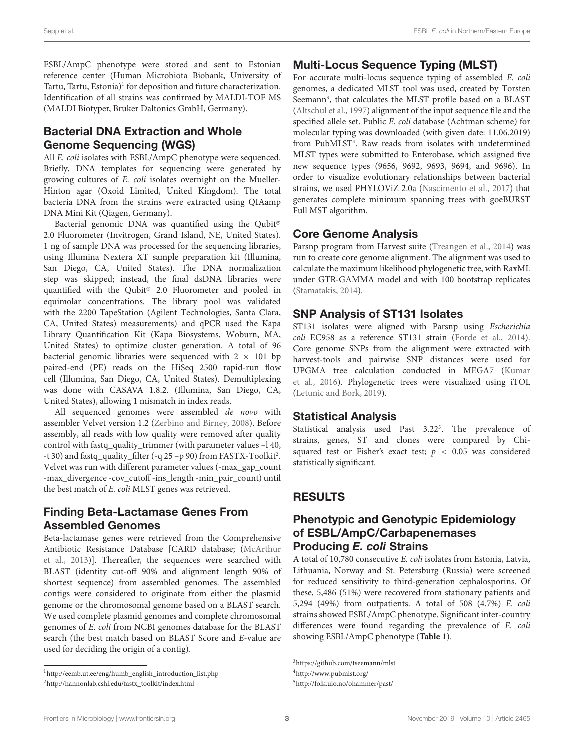ESBL/AmpC phenotype were stored and sent to Estonian reference center (Human Microbiota Biobank, University of Tartu, Tartu, Estonia)[1] for deposition and future characterization. Identification of all strains was confirmed by MALDI-TOF MS (MALDI Biotyper, Bruker Daltonics GmbH, Germany).

## Bacterial DNA Extraction and Whole Genome Sequencing (WGS)

All *E. coli* isolates with ESBL/AmpC phenotype were sequenced. Briefly, DNA templates for sequencing were generated by growing cultures of *E. coli* isolates overnight on the Mueller-Hinton agar (Oxoid Limited, United Kingdom). The total bacteria DNA from the strains were extracted using QIAamp DNA Mini Kit (Qiagen, Germany).

Bacterial genomic DNA was quantified using the Qubit® 2.0 Fluorometer (Invitrogen, Grand Island, NE, United States). 1 ng of sample DNA was processed for the sequencing libraries, using Illumina Nextera XT sample preparation kit (Illumina, San Diego, CA, United States). The DNA normalization step was skipped; instead, the final dsDNA libraries were quantified with the Qubit® 2.0 Fluorometer and pooled in equimolar concentrations. The library pool was validated with the 2200 TapeStation (Agilent Technologies, Santa Clara, CA, United States) measurements) and qPCR used the Kapa Library Quantification Kit (Kapa Biosystems, Woburn, MA, United States) to optimize cluster generation. A total of 96 bacterial genomic libraries were sequenced with 2 × 101 bp paired-end (PE) reads on the HiSeq 2500 rapid-run flow cell (Illumina, San Diego, CA, United States). Demultiplexing was done with CASAVA 1.8.2. (Illumina, San Diego, CA, United States), allowing 1 mismatch in index reads.

All sequenced genomes were assembled *de novo* with assembler Velvet version 1.2 (Zerbino and Birney, 2008). Before assembly, all reads with low quality were removed after quality control with fastq_quality_trimmer (with parameter values –l 40, -t 30) and fastq_quality_filter (-q 25 –p 90) from FASTX-Toolkit[2]. Velvet was run with different parameter values (-max_gap_count -max_divergence -cov_cutoff -ins_length -min_pair_count) until the best match of *E. coli* MLST genes was retrieved.

## Finding Beta-Lactamase Genes From Assembled Genomes

Beta-lactamase genes were retrieved from the Comprehensive Antibiotic Resistance Database [CARD database; (McArthur et al., 2013)]. Thereafter, the sequences were searched with BLAST (identity cut-off 90% and alignment length 90% of shortest sequence) from assembled genomes. The assembled contigs were considered to originate from either the plasmid genome or the chromosomal genome based on a BLAST search. We used complete plasmid genomes and complete chromosomal genomes of *E. coli* from NCBI genomes database for the BLAST search (the best match based on BLAST Score and *E*-value are used for deciding the origin of a contig).

## Multi-Locus Sequence Typing (MLST)

For accurate multi-locus sequence typing of assembled *E. coli* genomes, a dedicated MLST tool was used, created by Torsten Seemann[3], that calculates the MLST profile based on a BLAST (Altschul et al., 1997) alignment of the input sequence file and the specified allele set. Public *E. coli* database (Achtman scheme) for molecular typing was downloaded (with given date: 11.06.2019) from PubMLST[4]. Raw reads from isolates with undetermined MLST types were submitted to Enterobase, which assigned five new sequence types (9656, 9692, 9693, 9694, and 9696). In order to visualize evolutionary relationships between bacterial strains, we used PHYLOViZ 2.0a (Nascimento et al., 2017) that generates complete minimum spanning trees with goeBURST Full MST algorithm.

## Core Genome Analysis

Parsnp program from Harvest suite (Treangen et al., 2014) was run to create core genome alignment. The alignment was used to calculate the maximum likelihood phylogenetic tree, with RaxML under GTR-GAMMA model and with 100 bootstrap replicates (Stamatakis, 2014).

## SNP Analysis of ST131 Isolates

ST131 isolates were aligned with Parsnp using *Escherichia coli* EC958 as a reference ST131 strain (Forde et al., 2014). Core genome SNPs from the alignment were extracted with harvest-tools and pairwise SNP distances were used for UPGMA tree calculation conducted in MEGA7 (Kumar et al., 2016). Phylogenetic trees were visualized using iTOL (Letunic and Bork, 2019).

## Statistical Analysis

Statistical analysis used Past 3.22[5]. The prevalence of strains, genes, ST and clones were compared by Chi-squared test or Fisher's exact test; $p < 0.05$ was considered statistically significant.

# RESULTS

## Phenotypic and Genotypic Epidemiology of ESBL/AmpC/Carbapenemases Producing *E. coli* Strains

A total of 10,780 consecutive *E. coli* isolates from Estonia, Latvia, Lithuania, Norway and St. Petersburg (Russia) were screened for reduced sensitivity to third-generation cephalosporins. Of these, 5,486 (51%) were recovered from stationary patients and 5,294 (49%) from outpatients. A total of 508 (4.7%) *E. coli* strains showed ESBL/AmpC phenotype. Significant inter-country differences were found regarding the prevalence of *E. coli* showing ESBL/AmpC phenotype (**Table 1**).

[1] http://eemb.ut.ee/eng/humb_english_introduction_list.php

[2] http://hannonlab.cshl.edu/fastx_toolkit/index.html

[3] https://github.com/tseemann/mlst

[4] http://www.pubmlst.org/

[5] http://folk.uio.no/ohammer/past/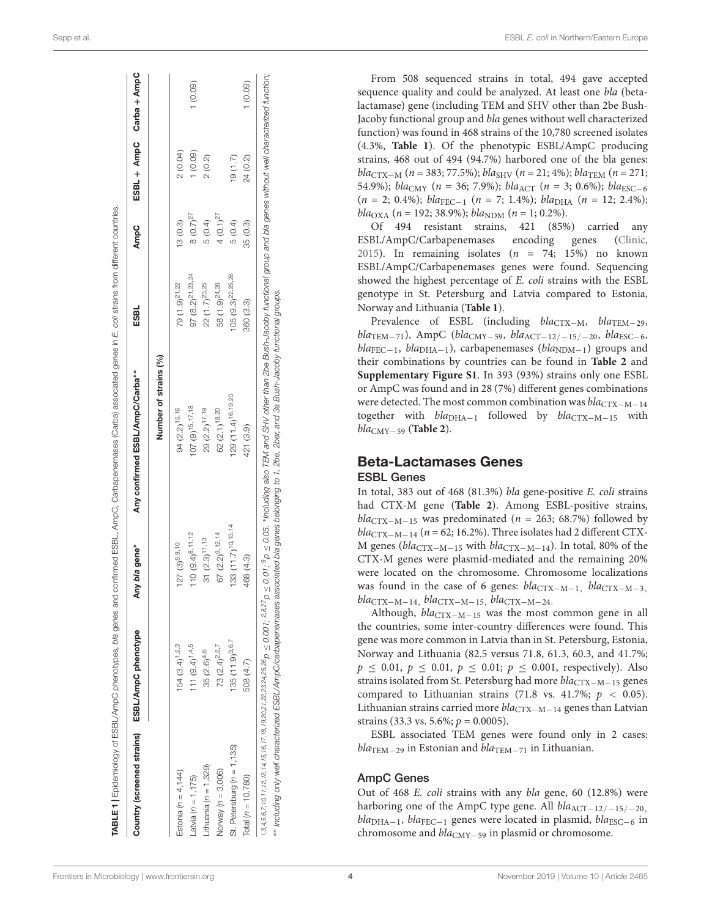**TABLE 1** | Epidemiology of ESBL/AmpC phenotypes, *bla* genes and confirmed ESBL, AmpC, Carbapenemases (Carba) associated genes in *E. coli* strains from different countries.

| Country (screened strains) | ESBL/AmpC phenotype | Any *bla* gene* | Any confirmed ESBL/AmpC/Carba** | ESBL | AmpC | ESBL + AmpC | Carba + AmpC |
|---|---|---|---|---|---|---|---|
| | | | Number of strains (%) | | | | |
| Estonia ($n$ = 4,144) | 154 (3.4)[1,2,3] | 127 (3)[8,9,10] | 94 (2.2)[15,16] | 79 (1.9)[21,22] | 13 (0.3) | 2 (0.04) | |
| Latvia ($n$ = 1,175) | 111 (9.4)[1,4,5] | 110 (9.4)[8,11,12] | 107 (9)[15,17,18] | 97 (8.2)[21,23,24] | 8 (0.7)[27] | 1 (0.09) | 1 (0.09) |
| Lithuania ($n$ = 1,329) | 35 (2.6)[4,6] | 31 (2.3)[11,13] | 29 (2.2)[17,19] | 22 (1.7)[23,25] | 5 (0.4) | 2 (0.2) | |
| Norway ($n$ = 3,006) | 73 (2.4)[2,5,7] | 67 (2.2)[9,12,14] | 62 (2.1)[18,20] | 58 (1.9)[24,26] | 4 (0.1)[27] | | |
| St. Petersburg ($n$ = 1,135) | 135 (11.9)[3,6,7] | 133 (11.7)[10,13,14] | 129 (11.4)[16,19,20] | 105 (9.3)[22,25,26] | 5 (0.4) | 19 (1.7) | |
| Total ($n$ = 10,780) | 508 (4.7) | 468 (4.3) | 421 (3.9) | 360 (3.3) | 35 (0.3) | 24 (0.2) | 1 (0.09) |

[1,3,4,5,6,7,10,11,12,13,14,15,16,17,18,19,20,21,22,23,24,25,26] $p \leq 0.001$; [2,8,27] $p \leq 0.01$; [9] $p \leq 0.05$. *Including also TEM and SHV other than 2be Bush-Jacoby functional group and bla genes without well characterized function; ** Including only well characterized ESBL/AmpC/carbapenemases associated bla genes belonging to 1, 2be, 2ber, and 3a Bush-Jacoby functional groups.

From 508 sequenced strains in total, 494 gave accepted sequence quality and could be analyzed. At least one *bla* (beta-lactamase) gene (including TEM and SHV other than 2be Bush-Jacoby functional group and *bla* genes without well characterized function) was found in 468 strains of the 10,780 screened isolates (4.3%, **Table 1**). Of the phenotypic ESBL/AmpC producing strains, 468 out of 494 (94.7%) harbored one of the bla genes: $bla_{\text{CTX-M}}$ ($n$ = 383; 77.5%); $bla_{\text{SHV}}$ ($n$ = 21; 4%); $bla_{\text{TEM}}$ ($n$ = 271; 54.9%); $bla_{\text{CMY}}$ ($n$ = 36; 7.9%); $bla_{\text{ACT}}$ ($n$ = 3; 0.6%); $bla_{\text{ESC-6}}$ ($n$ = 2; 0.4%); $bla_{\text{FEC-1}}$ ($n$ = 7; 1.4%); $bla_{\text{DHA}}$ ($n$ = 12; 2.4%); $bla_{\text{OXA}}$ ($n$ = 192; 38.9%); $bla_{\text{NDM}}$ ($n$ = 1; 0.2%).

Of 494 resistant strains, 421 (85%) carried any ESBL/AmpC/Carbapenemases encoding genes (Clinic, 2015). In remaining isolates ($n$ = 74; 15%) no known ESBL/AmpC/Carbapenemases genes were found. Sequencing showed the highest percentage of *E. coli* strains with the ESBL genotype in St. Petersburg and Latvia compared to Estonia, Norway and Lithuania (**Table 1**).

Prevalence of ESBL (including $bla_{\text{CTX-M}}$, $bla_{\text{TEM-29}}$, $bla_{\text{TEM-71}}$), AmpC ($bla_{\text{CMY-59}}$, $bla_{\text{ACT-12/-15/-20}}$, $bla_{\text{ESC-6}}$, $bla_{\text{FEC-1}}$, $bla_{\text{DHA-1}}$), carbapenemases ($bla_{\text{NDM-1}}$) groups and their combinations by countries can be found in **Table 2** and **Supplementary Figure S1**. In 393 (93%) strains only one ESBL or AmpC was found and in 28 (7%) different genes combinations were detected. The most common combination was $bla_{\text{CTX-M-14}}$ together with $bla_{\text{DHA-1}}$ followed by $bla_{\text{CTX-M-15}}$ with $bla_{\text{CMY-59}}$ (**Table 2**).

## Beta-Lactamases Genes

### ESBL Genes

In total, 383 out of 468 (81.3%) *bla* gene-positive *E. coli* strains had CTX-M gene (**Table 2**). Among ESBL-positive strains, $bla_{\text{CTX-M-15}}$ was predominated ($n$ = 263; 68.7%) followed by $bla_{\text{CTX-M-14}}$ ($n$ = 62; 16.2%). Three isolates had 2 different CTX-M genes ($bla_{\text{CTX-M-15}}$ with $bla_{\text{CTX-M-14}}$). In total, 80% of the CTX-M genes were plasmid-mediated and the remaining 20% were located on the chromosome. Chromosome localizations was found in the case of 6 genes: $bla_{\text{CTX-M-1}}$, $bla_{\text{CTX-M-3}}$, $bla_{\text{CTX-M-14}}$, $bla_{\text{CTX-M-15}}$, $bla_{\text{CTX-M-24}}$.

Although, $bla_{\text{CTX-M-15}}$ was the most common gene in all the countries, some inter-country differences were found. This gene was more common in Latvia than in St. Petersburg, Estonia, Norway and Lithuania (82.5 versus 71.8, 61.3, 60.3, and 41.7%; $p \leq 0.01$, $p \leq 0.01$, $p \leq 0.01$; $p \leq 0.001$, respectively). Also strains isolated from St. Petersburg had more $bla_{\text{CTX-M-15}}$ genes compared to Lithuanian strains (71.8 vs. 41.7%; $p < 0.05$). Lithuanian strains carried more $bla_{\text{CTX-M-14}}$ genes than Latvian strains (33.3 vs. 5.6%; $p = 0.0005$).

ESBL associated TEM genes were found only in 2 cases: $bla_{\text{TEM-29}}$ in Estonian and $bla_{\text{TEM-71}}$ in Lithuanian.

### AmpC Genes

Out of 468 *E. coli* strains with any *bla* gene, 60 (12.8%) were harboring one of the AmpC type gene. All $bla_{\text{ACT-12/-15/-20}}$, $bla_{\text{DHA-1}}$, $bla_{\text{FEC-1}}$ genes were located in plasmid, $bla_{\text{ESC-6}}$ in chromosome and $bla_{\text{CMY-59}}$ in plasmid or chromosome.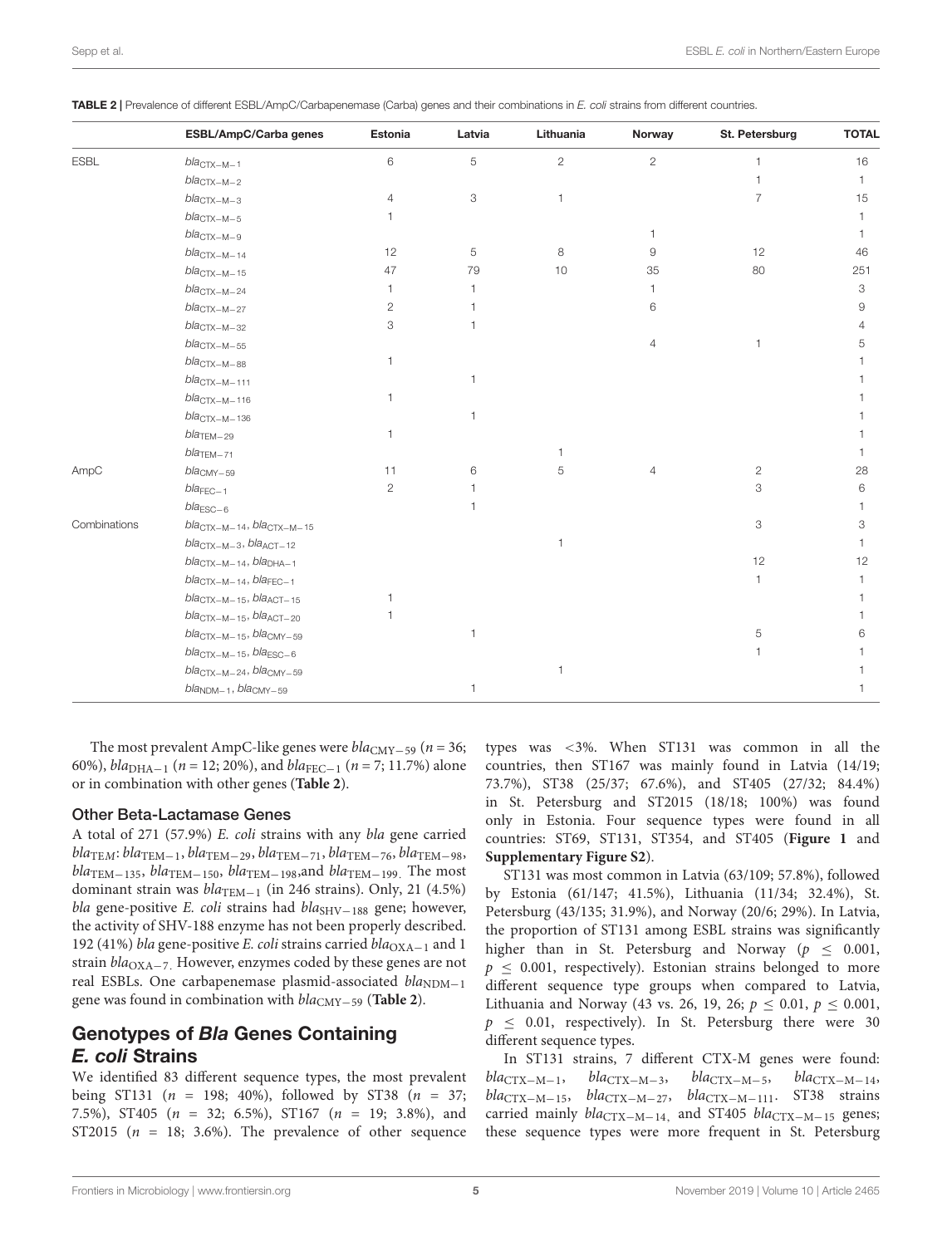**TABLE 2 |** Prevalence of different ESBL/AmpC/Carbapenemase (Carba) genes and their combinations in *E. coli* strains from different countries.

| | ESBL/AmpC/Carba genes | Estonia | Latvia | Lithuania | Norway | St. Petersburg | TOTAL |
|---|---|---|---|---|---|---|---|
| ESBL | $bla_{CTX-M-1}$ | 6 | 5 | 2 | 2 | 1 | 16 |
| | $bla_{CTX-M-2}$ | | | | | 1 | 1 |
| | $bla_{CTX-M-3}$ | 4 | 3 | 1 | | 7 | 15 |
| | $bla_{CTX-M-5}$ | 1 | | | | | 1 |
| | $bla_{CTX-M-9}$ | | | | 1 | | 1 |
| | $bla_{CTX-M-14}$ | 12 | 5 | 8 | 9 | 12 | 46 |
| | $bla_{CTX-M-15}$ | 47 | 79 | 10 | 35 | 80 | 251 |
| | $bla_{CTX-M-24}$ | 1 | 1 | | 1 | | 3 |
| | $bla_{CTX-M-27}$ | 2 | 1 | | 6 | | 9 |
| | $bla_{CTX-M-32}$ | 3 | 1 | | | | 4 |
| | $bla_{CTX-M-55}$ | | | | 4 | 1 | 5 |
| | $bla_{CTX-M-88}$ | 1 | | | | | 1 |
| | $bla_{CTX-M-111}$ | | 1 | | | | 1 |
| | $bla_{CTX-M-116}$ | 1 | | | | | 1 |
| | $bla_{CTX-M-136}$ | | 1 | | | | 1 |
| | $bla_{TEM-29}$ | 1 | | | | | 1 |
| | $bla_{TEM-71}$ | | | 1 | | | 1 |
| AmpC | $bla_{CMY-59}$ | 11 | 6 | 5 | 4 | 2 | 28 |
| | $bla_{FEC-1}$ | 2 | 1 | | | 3 | 6 |
| | $bla_{ESC-6}$ | | 1 | | | | 1 |
| Combinations | $bla_{CTX-M-14}$, $bla_{CTX-M-15}$ | | | | | 3 | 3 |
| | $bla_{CTX-M-3}$, $bla_{ACT-12}$ | | | 1 | | | 1 |
| | $bla_{CTX-M-14}$, $bla_{DHA-1}$ | | | | | 12 | 12 |
| | $bla_{CTX-M-14}$, $bla_{FEC-1}$ | | | | | 1 | 1 |
| | $bla_{CTX-M-15}$, $bla_{ACT-15}$ | 1 | | | | | 1 |
| | $bla_{CTX-M-15}$, $bla_{ACT-20}$ | 1 | | | | | 1 |
| | $bla_{CTX-M-15}$, $bla_{CMY-59}$ | | 1 | | | 5 | 6 |
| | $bla_{CTX-M-15}$, $bla_{ESC-6}$ | | | | | 1 | 1 |
| | $bla_{CTX-M-24}$, $bla_{CMY-59}$ | | | 1 | | | 1 |
| | $bla_{NDM-1}$, $bla_{CMY-59}$ | | 1 | | | | 1 |

The most prevalent AmpC-like genes were $bla_{CMY-59}$ ($n = 36$; 60%), $bla_{DHA-1}$ ($n = 12$; 20%), and $bla_{FEC-1}$ ($n = 7$; 11.7%) alone or in combination with other genes (**Table 2**).

### Other Beta-Lactamase Genes

A total of 271 (57.9%) *E. coli* strains with any *bla* gene carried $bla_{TEM}$: $bla_{TEM-1}$, $bla_{TEM-29}$, $bla_{TEM-71}$, $bla_{TEM-76}$, $bla_{TEM-98}$, $bla_{TEM-135}$, $bla_{TEM-150}$, $bla_{TEM-198}$, and $bla_{TEM-199}$. The most dominant strain was $bla_{TEM-1}$ (in 246 strains). Only, 21 (4.5%) *bla* gene-positive *E. coli* strains had $bla_{SHV-188}$ gene; however, the activity of SHV-188 enzyme has not been properly described. 192 (41%) *bla* gene-positive *E. coli* strains carried $bla_{OXA-1}$ and 1 strain $bla_{OXA-7}$. However, enzymes coded by these genes are not real ESBLs. One carbapenemase plasmid-associated $bla_{NDM-1}$ gene was found in combination with $bla_{CMY-59}$ (**Table 2**).

## Genotypes of *Bla* Genes Containing *E. coli* Strains

We identified 83 different sequence types, the most prevalent being ST131 ($n = 198$; 40%), followed by ST38 ($n = 37$; 7.5%), ST405 ($n = 32$; 6.5%), ST167 ($n = 19$; 3.8%), and ST2015 ($n = 18$; 3.6%). The prevalence of other sequence types was <3%. When ST131 was common in all the countries, then ST167 was mainly found in Latvia (14/19; 73.7%), ST38 (25/37; 67.6%), and ST405 (27/32; 84.4%) in St. Petersburg and ST2015 (18/18; 100%) was found only in Estonia. Four sequence types were found in all countries: ST69, ST131, ST354, and ST405 (**Figure 1** and **Supplementary Figure S2**).

ST131 was most common in Latvia (63/109; 57.8%), followed by Estonia (61/147; 41.5%), Lithuania (11/34; 32.4%), St. Petersburg (43/135; 31.9%), and Norway (20/6; 29%). In Latvia, the proportion of ST131 among ESBL strains was significantly higher than in St. Petersburg and Norway ($p \leq 0.001$, $p \leq 0.001$, respectively). Estonian strains belonged to more different sequence type groups when compared to Latvia, Lithuania and Norway (43 vs. 26, 19, 26; $p \leq 0.01$, $p \leq 0.001$, $p \leq 0.01$, respectively). In St. Petersburg there were 30 different sequence types.

In ST131 strains, 7 different CTX-M genes were found: $bla_{CTX-M-1}$, $bla_{CTX-M-3}$, $bla_{CTX-M-5}$, $bla_{CTX-M-14}$, $bla_{CTX-M-15}$, $bla_{CTX-M-27}$, $bla_{CTX-M-111}$. ST38 strains carried mainly $bla_{CTX-M-14}$, and ST405 $bla_{CTX-M-15}$ genes; these sequence types were more frequent in St. Petersburg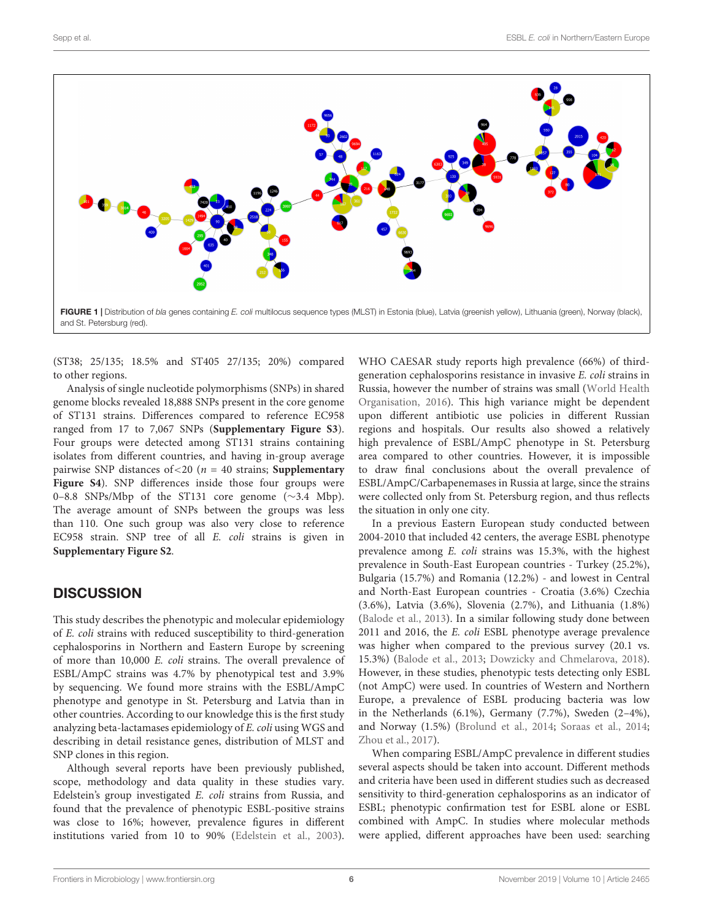FIGURE 1 | Distribution of *bla* genes containing *E. coli* multilocus sequence types (MLST) in Estonia (blue), Latvia (greenish yellow), Lithuania (green), Norway (black), and St. Petersburg (red).

(ST38; 25/135; 18.5% and ST405 27/135; 20%) compared to other regions.

Analysis of single nucleotide polymorphisms (SNPs) in shared genome blocks revealed 18,888 SNPs present in the core genome of ST131 strains. Differences compared to reference EC958 ranged from 17 to 7,067 SNPs (**Supplementary Figure S3**). Four groups were detected among ST131 strains containing isolates from different countries, and having in-group average pairwise SNP distances of <20 ($n = 40$ strains; **Supplementary Figure S4**). SNP differences inside those four groups were 0–8.8 SNPs/Mbp of the ST131 core genome (~3.4 Mbp). The average amount of SNPs between the groups was less than 110. One such group was also very close to reference EC958 strain. SNP tree of all *E. coli* strains is given in **Supplementary Figure S2**.

## DISCUSSION

This study describes the phenotypic and molecular epidemiology of *E. coli* strains with reduced susceptibility to third-generation cephalosporins in Northern and Eastern Europe by screening of more than 10,000 *E. coli* strains. The overall prevalence of ESBL/AmpC strains was 4.7% by phenotypical test and 3.9% by sequencing. We found more strains with the ESBL/AmpC phenotype and genotype in St. Petersburg and Latvia than in other countries. According to our knowledge this is the first study analyzing beta-lactamases epidemiology of *E. coli* using WGS and describing in detail resistance genes, distribution of MLST and SNP clones in this region.

Although several reports have been previously published, scope, methodology and data quality in these studies vary. Edelstein's group investigated *E. coli* strains from Russia, and found that the prevalence of phenotypic ESBL-positive strains was close to 16%; however, prevalence figures in different institutions varied from 10 to 90% (Edelstein et al., 2003). WHO CAESAR study reports high prevalence (66%) of third-generation cephalosporins resistance in invasive *E. coli* strains in Russia, however the number of strains was small (World Health Organisation, 2016). This high variance might be dependent upon different antibiotic use policies in different Russian regions and hospitals. Our results also showed a relatively high prevalence of ESBL/AmpC phenotype in St. Petersburg area compared to other countries. However, it is impossible to draw final conclusions about the overall prevalence of ESBL/AmpC/Carbapenemases in Russia at large, since the strains were collected only from St. Petersburg region, and thus reflects the situation in only one city.

In a previous Eastern European study conducted between 2004-2010 that included 42 centers, the average ESBL phenotype prevalence among *E. coli* strains was 15.3%, with the highest prevalence in South-East European countries - Turkey (25.2%), Bulgaria (15.7%) and Romania (12.2%) - and lowest in Central and North-East European countries - Croatia (3.6%) Czechia (3.6%), Latvia (3.6%), Slovenia (2.7%), and Lithuania (1.8%) (Balode et al., 2013). In a similar following study done between 2011 and 2016, the *E. coli* ESBL phenotype average prevalence was higher when compared to the previous survey (20.1 vs. 15.3%) (Balode et al., 2013; Dowzicky and Chmelarova, 2018). However, in these studies, phenotypic tests detecting only ESBL (not AmpC) were used. In countries of Western and Northern Europe, a prevalence of ESBL producing bacteria was low in the Netherlands (6.1%), Germany (7.7%), Sweden (2–4%), and Norway (1.5%) (Brolund et al., 2014; Soraas et al., 2014; Zhou et al., 2017).

When comparing ESBL/AmpC prevalence in different studies several aspects should be taken into account. Different methods and criteria have been used in different studies such as decreased sensitivity to third-generation cephalosporins as an indicator of ESBL; phenotypic confirmation test for ESBL alone or ESBL combined with AmpC. In studies where molecular methods were applied, different approaches have been used: searching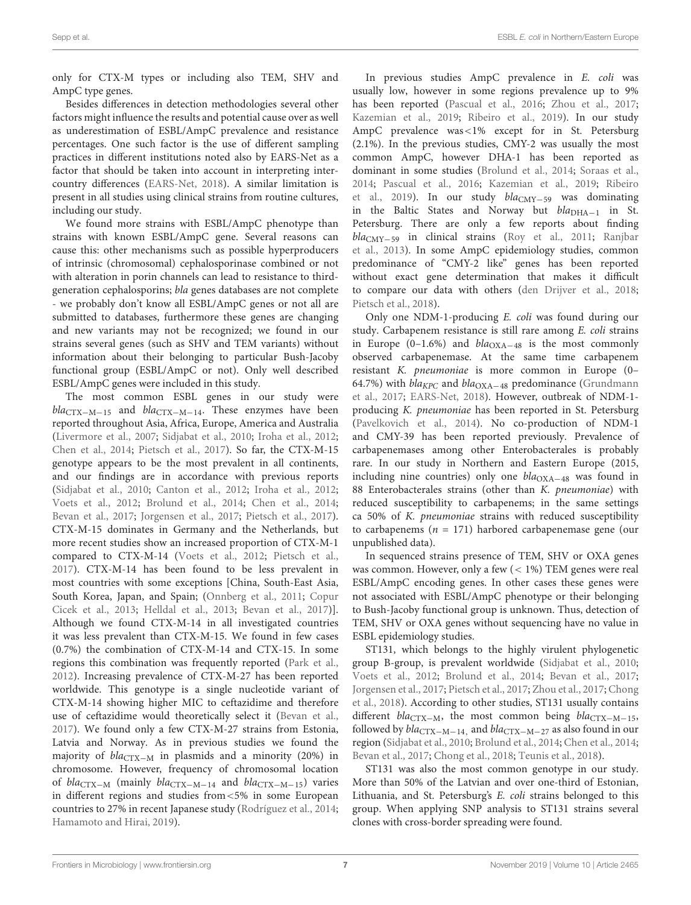only for CTX-M types or including also TEM, SHV and AmpC type genes.

Besides differences in detection methodologies several other factors might influence the results and potential cause over as well as underestimation of ESBL/AmpC prevalence and resistance percentages. One such factor is the use of different sampling practices in different institutions noted also by EARS-Net as a factor that should be taken into account in interpreting inter-country differences (EARS-Net, 2018). A similar limitation is present in all studies using clinical strains from routine cultures, including our study.

We found more strains with ESBL/AmpC phenotype than strains with known ESBL/AmpC gene. Several reasons can cause this: other mechanisms such as possible hyperproducers of intrinsic (chromosomal) cephalosporinase combined or not with alteration in porin channels can lead to resistance to third-generation cephalosporins; *bla* genes databases are not complete - we probably don't know all ESBL/AmpC genes or not all are submitted to databases, furthermore these genes are changing and new variants may not be recognized; we found in our strains several genes (such as SHV and TEM variants) without information about their belonging to particular Bush-Jacoby functional group (ESBL/AmpC or not). Only well described ESBL/AmpC genes were included in this study.

The most common ESBL genes in our study were $bla_{CTX-M-15}$ and $bla_{CTX-M-14}$. These enzymes have been reported throughout Asia, Africa, Europe, America and Australia (Livermore et al., 2007; Sidjabat et al., 2010; Iroha et al., 2012; Chen et al., 2014; Pietsch et al., 2017). So far, the CTX-M-15 genotype appears to be the most prevalent in all continents, and our findings are in accordance with previous reports (Sidjabat et al., 2010; Canton et al., 2012; Iroha et al., 2012; Voets et al., 2012; Brolund et al., 2014; Chen et al., 2014; Bevan et al., 2017; Jorgensen et al., 2017; Pietsch et al., 2017). CTX-M-15 dominates in Germany and the Netherlands, but more recent studies show an increased proportion of CTX-M-1 compared to CTX-M-14 (Voets et al., 2012; Pietsch et al., 2017). CTX-M-14 has been found to be less prevalent in most countries with some exceptions [China, South-East Asia, South Korea, Japan, and Spain; (Onnberg et al., 2011; Copur Cicek et al., 2013; Helldal et al., 2013; Bevan et al., 2017)]. Although we found CTX-M-14 in all investigated countries it was less prevalent than CTX-M-15. We found in few cases (0.7%) the combination of CTX-M-14 and CTX-15. In some regions this combination was frequently reported (Park et al., 2012). Increasing prevalence of CTX-M-27 has been reported worldwide. This genotype is a single nucleotide variant of CTX-M-14 showing higher MIC to ceftazidime and therefore use of ceftazidime would theoretically select it (Bevan et al., 2017). We found only a few CTX-M-27 strains from Estonia, Latvia and Norway. As in previous studies we found the majority of $bla_{CTX-M}$ in plasmids and a minority (20%) in chromosome. However, frequency of chromosomal location of $bla_{CTX-M}$ (mainly $bla_{CTX-M-14}$ and $bla_{CTX-M-15}$) varies in different regions and studies from <5% in some European countries to 27% in recent Japanese study (Rodríguez et al., 2014; Hamamoto and Hirai, 2019).

In previous studies AmpC prevalence in *E. coli* was usually low, however in some regions prevalence up to 9% has been reported (Pascual et al., 2016; Zhou et al., 2017; Kazemian et al., 2019; Ribeiro et al., 2019). In our study AmpC prevalence was <1% except for in St. Petersburg (2.1%). In the previous studies, CMY-2 was usually the most common AmpC, however DHA-1 has been reported as dominant in some studies (Brolund et al., 2014; Soraas et al., 2014; Pascual et al., 2016; Kazemian et al., 2019; Ribeiro et al., 2019). In our study $bla_{CMY-59}$ was dominating in the Baltic States and Norway but $bla_{DHA-1}$ in St. Petersburg. There are only a few reports about finding $bla_{CMY-59}$ in clinical strains (Roy et al., 2011; Ranjbar et al., 2013). In some AmpC epidemiology studies, common predominance of "CMY-2 like" genes has been reported without exact gene determination that makes it difficult to compare our data with others (den Drijver et al., 2018; Pietsch et al., 2018).

Only one NDM-1-producing *E. coli* was found during our study. Carbapenem resistance is still rare among *E. coli* strains in Europe (0–1.6%) and $bla_{OXA-48}$ is the most commonly observed carbapenemase. At the same time carbapenem resistant *K. pneumoniae* is more common in Europe (0–64.7%) with $bla_{KPC}$ and $bla_{OXA-48}$ predominance (Grundmann et al., 2017; EARS-Net, 2018). However, outbreak of NDM-1-producing *K. pneumoniae* has been reported in St. Petersburg (Pavelkovich et al., 2014). No co-production of NDM-1 and CMY-39 has been reported previously. Prevalence of carbapenemases among other Enterobacterales is probably rare. In our study in Northern and Eastern Europe (2015, including nine countries) only one $bla_{OXA-48}$ was found in 88 Enterobacterales strains (other than *K. pneumoniae*) with reduced susceptibility to carbapenems; in the same settings ca 50% of *K. pneumoniae* strains with reduced susceptibility to carbapenems ($n$ = 171) harbored carbapenemase gene (our unpublished data).

In sequenced strains presence of TEM, SHV or OXA genes was common. However, only a few (< 1%) TEM genes were real ESBL/AmpC encoding genes. In other cases these genes were not associated with ESBL/AmpC phenotype or their belonging to Bush-Jacoby functional group is unknown. Thus, detection of TEM, SHV or OXA genes without sequencing have no value in ESBL epidemiology studies.

ST131, which belongs to the highly virulent phylogenetic group B-group, is prevalent worldwide (Sidjabat et al., 2010; Voets et al., 2012; Brolund et al., 2014; Bevan et al., 2017; Jorgensen et al., 2017; Pietsch et al., 2017; Zhou et al., 2017; Chong et al., 2018). According to other studies, ST131 usually contains different $bla_{CTX-M}$, the most common being $bla_{CTX-M-15}$, followed by $bla_{CTX-M-14}$, and $bla_{CTX-M-27}$ as also found in our region (Sidjabat et al., 2010; Brolund et al., 2014; Chen et al., 2014; Bevan et al., 2017; Chong et al., 2018; Teunis et al., 2018).

ST131 was also the most common genotype in our study. More than 50% of the Latvian and over one-third of Estonian, Lithuania, and St. Petersburg's *E. coli* strains belonged to this group. When applying SNP analysis to ST131 strains several clones with cross-border spreading were found.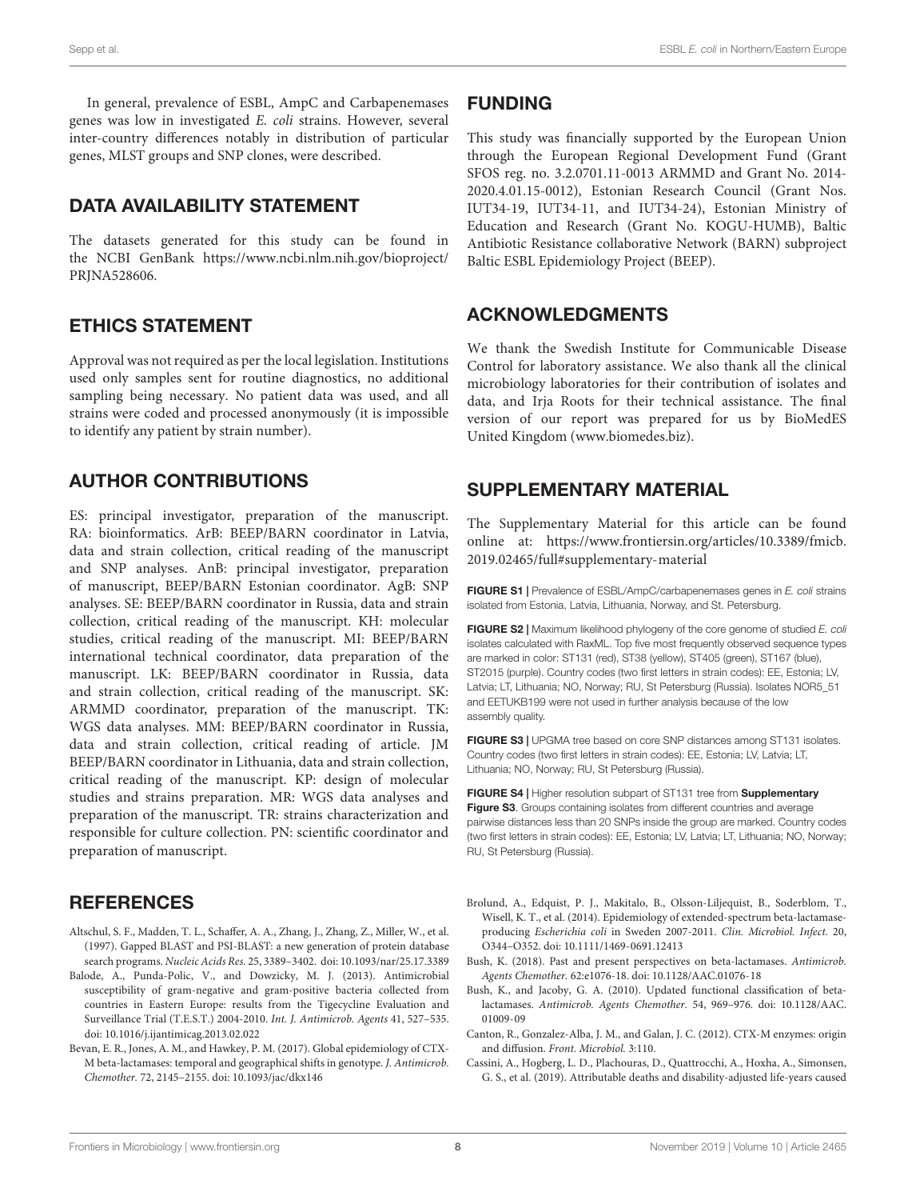In general, prevalence of ESBL, AmpC and Carbapenemases genes was low in investigated *E. coli* strains. However, several inter-country differences notably in distribution of particular genes, MLST groups and SNP clones, were described.

## DATA AVAILABILITY STATEMENT

The datasets generated for this study can be found in the NCBI GenBank https://www.ncbi.nlm.nih.gov/bioproject/PRJNA528606.

## ETHICS STATEMENT

Approval was not required as per the local legislation. Institutions used only samples sent for routine diagnostics, no additional sampling being necessary. No patient data was used, and all strains were coded and processed anonymously (it is impossible to identify any patient by strain number).

## AUTHOR CONTRIBUTIONS

ES: principal investigator, preparation of the manuscript. RA: bioinformatics. ArB: BEEP/BARN coordinator in Latvia, data and strain collection, critical reading of the manuscript and SNP analyses. AnB: principal investigator, preparation of manuscript, BEEP/BARN Estonian coordinator. AgB: SNP analyses. SE: BEEP/BARN coordinator in Russia, data and strain collection, critical reading of the manuscript. KH: molecular studies, critical reading of the manuscript. MI: BEEP/BARN international technical coordinator, data preparation of the manuscript. LK: BEEP/BARN coordinator in Russia, data and strain collection, critical reading of the manuscript. SK: ARMMD coordinator, preparation of the manuscript. TK: WGS data analyses. MM: BEEP/BARN coordinator in Russia, data and strain collection, critical reading of article. JM BEEP/BARN coordinator in Lithuania, data and strain collection, critical reading of the manuscript. KP: design of molecular studies and strains preparation. MR: WGS data analyses and preparation of the manuscript. TR: strains characterization and responsible for culture collection. PN: scientific coordinator and preparation of manuscript.

## FUNDING

This study was financially supported by the European Union through the European Regional Development Fund (Grant SFOS reg. no. 3.2.0701.11-0013 ARMMD and Grant No. 2014-2020.4.01.15-0012), Estonian Research Council (Grant Nos. IUT34-19, IUT34-11, and IUT34-24), Estonian Ministry of Education and Research (Grant No. KOGU-HUMB), Baltic Antibiotic Resistance collaborative Network (BARN) subproject Baltic ESBL Epidemiology Project (BEEP).

## ACKNOWLEDGMENTS

We thank the Swedish Institute for Communicable Disease Control for laboratory assistance. We also thank all the clinical microbiology laboratories for their contribution of isolates and data, and Irja Roots for their technical assistance. The final version of our report was prepared for us by BioMedES United Kingdom (www.biomedes.biz).

## SUPPLEMENTARY MATERIAL

The Supplementary Material for this article can be found online at: https://www.frontiersin.org/articles/10.3389/fmicb.2019.02465/full#supplementary-material

**FIGURE S1 |** Prevalence of ESBL/AmpC/carbapenemases genes in *E. coli* strains isolated from Estonia, Latvia, Lithuania, Norway, and St. Petersburg.

**FIGURE S2 |** Maximum likelihood phylogeny of the core genome of studied *E. coli* isolates calculated with RaxML. Top five most frequently observed sequence types are marked in color: ST131 (red), ST38 (yellow), ST405 (green), ST167 (blue), ST2015 (purple). Country codes (two first letters in strain codes): EE, Estonia; LV, Latvia; LT, Lithuania; NO, Norway; RU, St Petersburg (Russia). Isolates NOR5_51 and EETUKB199 were not used in further analysis because of the low assembly quality.

**FIGURE S3 |** UPGMA tree based on core SNP distances among ST131 isolates. Country codes (two first letters in strain codes): EE, Estonia; LV, Latvia; LT, Lithuania; NO, Norway; RU, St Petersburg (Russia).

**FIGURE S4 |** Higher resolution subpart of ST131 tree from **Supplementary Figure S3**. Groups containing isolates from different countries and average pairwise distances less than 20 SNPs inside the group are marked. Country codes (two first letters in strain codes): EE, Estonia; LV, Latvia; LT, Lithuania; NO, Norway; RU, St Petersburg (Russia).

## REFERENCES

Altschul, S. F., Madden, T. L., Schaffer, A. A., Zhang, J., Zhang, Z., Miller, W., et al. (1997). Gapped BLAST and PSI-BLAST: a new generation of protein database search programs. *Nucleic Acids Res.* 25, 3389–3402. doi: 10.1093/nar/25.17.3389

Balode, A., Punda-Polic, V., and Dowzicky, M. J. (2013). Antimicrobial susceptibility of gram-negative and gram-positive bacteria collected from countries in Eastern Europe: results from the Tigecycline Evaluation and Surveillance Trial (T.E.S.T.) 2004-2010. *Int. J. Antimicrob. Agents* 41, 527–535. doi: 10.1016/j.ijantimicag.2013.02.022

Bevan, E. R., Jones, A. M., and Hawkey, P. M. (2017). Global epidemiology of CTX-M beta-lactamases: temporal and geographical shifts in genotype. *J. Antimicrob. Chemother.* 72, 2145–2155. doi: 10.1093/jac/dkx146

Brolund, A., Edquist, P. J., Makitalo, B., Olsson-Liljequist, B., Soderblom, T., Wisell, K. T., et al. (2014). Epidemiology of extended-spectrum beta-lactamase-producing *Escherichia coli* in Sweden 2007-2011. *Clin. Microbiol. Infect.* 20, O344–O352. doi: 10.1111/1469-0691.12413

Bush, K. (2018). Past and present perspectives on beta-lactamases. *Antimicrob. Agents Chemother.* 62:e1076-18. doi: 10.1128/AAC.01076-18

Bush, K., and Jacoby, G. A. (2010). Updated functional classification of beta-lactamases. *Antimicrob. Agents Chemother.* 54, 969–976. doi: 10.1128/AAC.01009-09

Canton, R., Gonzalez-Alba, J. M., and Galan, J. C. (2012). CTX-M enzymes: origin and diffusion. *Front. Microbiol.* 3:110.

Cassini, A., Hogberg, L. D., Plachouras, D., Quattrocchi, A., Hoxha, A., Simonsen, G. S., et al. (2019). Attributable deaths and disability-adjusted life-years caused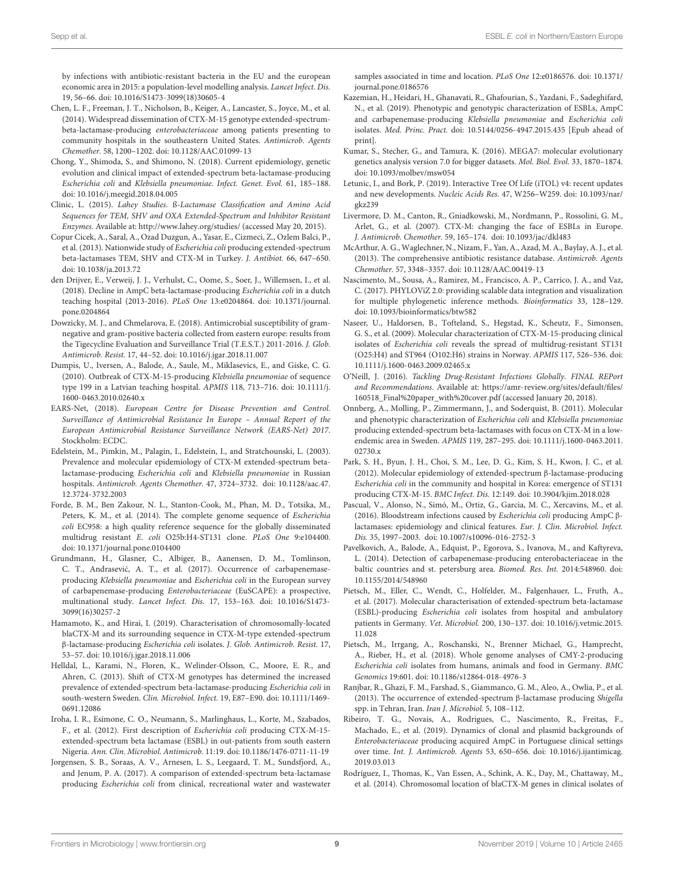by infections with antibiotic-resistant bacteria in the EU and the european economic area in 2015: a population-level modelling analysis. *Lancet Infect. Dis.* 19, 56–66. doi: 10.1016/S1473-3099(18)30605-4

Chen, L. F., Freeman, J. T., Nicholson, B., Keiger, A., Lancaster, S., Joyce, M., et al. (2014). Widespread dissemination of CTX-M-15 genotype extended-spectrum-beta-lactamase-producing *enterobacteriaceae* among patients presenting to community hospitals in the southeastern United States. *Antimicrob. Agents Chemother.* 58, 1200–1202. doi: 10.1128/AAC.01099-13

Chong, Y., Shimoda, S., and Shimono, N. (2018). Current epidemiology, genetic evolution and clinical impact of extended-spectrum beta-lactamase-producing *Escherichia coli* and *Klebsiella pneumoniae*. *Infect. Genet. Evol.* 61, 185–188. doi: 10.1016/j.meegid.2018.04.005

Clinic, L. (2015). *Lahey Studies. ß-Lactamase Classification and Amino Acid Sequences for TEM, SHV and OXA Extended-Spectrum and Inhibitor Resistant Enzymes*. Available at: http://www.lahey.org/studies/ (accessed May 20, 2015).

Copur Cicek, A., Saral, A., Ozad Duzgun, A., Yasar, E., Cizmeci, Z., Ozlem Balci, P., et al. (2013). Nationwide study of *Escherichia coli* producing extended-spectrum beta-lactamases TEM, SHV and CTX-M in Turkey. *J. Antibiot.* 66, 647–650. doi: 10.1038/ja.2013.72

den Drijver, E., Verweij, J. J., Verhulst, C., Oome, S., Soer, J., Willemsen, I., et al. (2018). Decline in AmpC beta-lactamase-producing *Escherichia coli* in a dutch teaching hospital (2013-2016). *PLoS One* 13:e0204864. doi: 10.1371/journal.pone.0204864

Dowzicky, M. J., and Chmelarova, E. (2018). Antimicrobial susceptibility of gram-negative and gram-positive bacteria collected from eastern europe: results from the Tigecycline Evaluation and Surveillance Trial (T.E.S.T.) 2011-2016. *J. Glob. Antimicrob. Resist.* 17, 44–52. doi: 10.1016/j.jgar.2018.11.007

Dumpis, U., Iversen, A., Balode, A., Saule, M., Miklasevics, E., and Giske, C. G. (2010). Outbreak of CTX-M-15-producing *Klebsiella pneumoniae* of sequence type 199 in a Latvian teaching hospital. *APMIS* 118, 713–716. doi: 10.1111/j.1600-0463.2010.02640.x

EARS-Net, (2018). *European Centre for Disease Prevention and Control. Surveillance of Antimicrobial Resistance In Europe – Annual Report of the European Antimicrobial Resistance Surveillance Network (EARS-Net) 2017*. Stockholm: ECDC.

Edelstein, M., Pimkin, M., Palagin, I., Edelstein, I., and Stratchounski, L. (2003). Prevalence and molecular epidemiology of CTX-M extended-spectrum beta-lactamase-producing *Escherichia coli* and *Klebsiella pneumoniae* in Russian hospitals. *Antimicrob. Agents Chemother.* 47, 3724–3732. doi: 10.1128/aac.47.12.3724-3732.2003

Forde, B. M., Ben Zakour, N. L., Stanton-Cook, M., Phan, M. D., Totsika, M., Peters, K. M., et al. (2014). The complete genome sequence of *Escherichia coli* EC958: a high quality reference sequence for the globally disseminated multidrug resistant *E. coli* O25b:H4-ST131 clone. *PLoS One* 9:e104400. doi: 10.1371/journal.pone.0104400

Grundmann, H., Glasner, C., Albiger, B., Aanensen, D. M., Tomlinson, C. T., Andrasević, A. T., et al. (2017). Occurrence of carbapenemase-producing *Klebsiella pneumoniae* and *Escherichia coli* in the European survey of carbapenemase-producing *Enterobacteriaceae* (EuSCAPE): a prospective, multinational study. *Lancet Infect. Dis.* 17, 153–163. doi: 10.1016/S1473-3099(16)30257-2

Hamamoto, K., and Hirai, I. (2019). Characterisation of chromosomally-located blaCTX-M and its surrounding sequence in CTX-M-type extended-spectrum β-lactamase-producing *Escherichia coli* isolates. *J. Glob. Antimicrob. Resist.* 17, 53–57. doi: 10.1016/j.jgar.2018.11.006

Helldal, L., Karami, N., Floren, K., Welinder-Olsson, C., Moore, E. R., and Ahren, C. (2013). Shift of CTX-M genotypes has determined the increased prevalence of extended-spectrum beta-lactamase-producing *Escherichia coli* in south-western Sweden. *Clin. Microbiol. Infect.* 19, E87–E90. doi: 10.1111/1469-0691.12086

Iroha, I. R., Esimone, C. O., Neumann, S., Marlinghaus, L., Korte, M., Szabados, F., et al. (2012). First description of *Escherichia coli* producing CTX-M-15-extended-spectrum beta lactamase (ESBL) in out-patients from south eastern Nigeria. *Ann. Clin. Microbiol. Antimicrob.* 11:19. doi: 10.1186/1476-0711-11-19

Jorgensen, S. B., Soraas, A. V., Arnesen, L. S., Leegaard, T. M., Sundsfjord, A., and Jenum, P. A. (2017). A comparison of extended-spectrum beta-lactamase producing *Escherichia coli* from clinical, recreational water and wastewater samples associated in time and location. *PLoS One* 12:e0186576. doi: 10.1371/journal.pone.0186576

Kazemian, H., Heidari, H., Ghanavati, R., Ghafourian, S., Yazdani, F., Sadeghifard, N., et al. (2019). Phenotypic and genotypic characterization of ESBLs, AmpC and carbapenemase-producing *Klebsiella pneumoniae* and *Escherichia coli* isolates. *Med. Princ. Pract.* doi: 10.5144/0256-4947.2015.435 [Epub ahead of print].

Kumar, S., Stecher, G., and Tamura, K. (2016). MEGA7: molecular evolutionary genetics analysis version 7.0 for bigger datasets. *Mol. Biol. Evol.* 33, 1870–1874. doi: 10.1093/molbev/msw054

Letunic, I., and Bork, P. (2019). Interactive Tree Of Life (iTOL) v4: recent updates and new developments. *Nucleic Acids Res.* 47, W256–W259. doi: 10.1093/nar/gkz239

Livermore, D. M., Canton, R., Gniadkowski, M., Nordmann, P., Rossolini, G. M., Arlet, G., et al. (2007). CTX-M: changing the face of ESBLs in Europe. *J. Antimicrob. Chemother.* 59, 165–174. doi: 10.1093/jac/dkl483

McArthur, A. G., Waglechner, N., Nizam, F., Yan, A., Azad, M. A., Baylay, A. J., et al. (2013). The comprehensive antibiotic resistance database. *Antimicrob. Agents Chemother.* 57, 3348–3357. doi: 10.1128/AAC.00419-13

Nascimento, M., Sousa, A., Ramirez, M., Francisco, A. P., Carrico, J. A., and Vaz, C. (2017). PHYLOViZ 2.0: providing scalable data integration and visualization for multiple phylogenetic inference methods. *Bioinformatics* 33, 128–129. doi: 10.1093/bioinformatics/btw582

Naseer, U., Haldorsen, B., Tofteland, S., Hegstad, K., Scheutz, F., Simonsen, G. S., et al. (2009). Molecular characterization of CTX-M-15-producing clinical isolates of *Escherichia coli* reveals the spread of multidrug-resistant ST131 (O25:H4) and ST964 (O102:H6) strains in Norway. *APMIS* 117, 526–536. doi: 10.1111/j.1600-0463.2009.02465.x

O'Neill, J. (2016). *Tackling Drug-Resistant Infections Globally. FINAL REPort and Recommendations*. Available at: https://amr-review.org/sites/default/files/160518_Final%20paper_with%20cover.pdf (accessed January 20, 2018).

Onnberg, A., Molling, P., Zimmermann, J., and Soderquist, B. (2011). Molecular and phenotypic characterization of *Escherichia coli* and *Klebsiella pneumoniae* producing extended-spectrum beta-lactamases with focus on CTX-M in a low-endemic area in Sweden. *APMIS* 119, 287–295. doi: 10.1111/j.1600-0463.2011.02730.x

Park, S. H., Byun, J. H., Choi, S. M., Lee, D. G., Kim, S. H., Kwon, J. C., et al. (2012). Molecular epidemiology of extended-spectrum β-lactamase-producing *Escherichia coli* in the community and hospital in Korea: emergence of ST131 producing CTX-M-15. *BMC Infect. Dis.* 12:149. doi: 10.3904/kjim.2018.028

Pascual, V., Alonso, N., Simó, M., Ortiz, G., Garcia, M. C., Xercavins, M., et al. (2016). Bloodstream infections caused by *Escherichia coli* producing AmpC β-lactamases: epidemiology and clinical features. *Eur. J. Clin. Microbiol. Infect. Dis.* 35, 1997–2003. doi: 10.1007/s10096-016-2752-3

Pavelkovich, A., Balode, A., Edquist, P., Egorova, S., Ivanova, M., and Kaftyreva, L. (2014). Detection of carbapenemase-producing enterobacteriaceae in the baltic countries and st. petersburg area. *Biomed. Res. Int.* 2014:548960. doi: 10.1155/2014/548960

Pietsch, M., Eller, C., Wendt, C., Holfelder, M., Falgenhauer, L., Fruth, A., et al. (2017). Molecular characterisation of extended-spectrum beta-lactamase (ESBL)-producing *Escherichia coli* isolates from hospital and ambulatory patients in Germany. *Vet. Microbiol.* 200, 130–137. doi: 10.1016/j.vetmic.2015.11.028

Pietsch, M., Irrgang, A., Roschanski, N., Brenner Michael, G., Hamprecht, A., Rieber, H., et al. (2018). Whole genome analyses of CMY-2-producing *Escherichia coli* isolates from humans, animals and food in Germany. *BMC Genomics* 19:601. doi: 10.1186/s12864-018-4976-3

Ranjbar, R., Ghazi, F. M., Farshad, S., Giammanco, G. M., Aleo, A., Owlia, P., et al. (2013). The occurrence of extended-spectrum β-lactamase producing *Shigella* spp. in Tehran, Iran. *Iran J. Microbiol.* 5, 108–112.

Ribeiro, T. G., Novais, A., Rodrigues, C., Nascimento, R., Freitas, F., Machado, E., et al. (2019). Dynamics of clonal and plasmid backgrounds of *Enterobacteriaceae* producing acquired AmpC in Portuguese clinical settings over time. *Int. J. Antimicrob. Agents* 53, 650–656. doi: 10.1016/j.ijantimicag.2019.03.013

Rodríguez, I., Thomas, K., Van Essen, A., Schink, A. K., Day, M., Chattaway, M., et al. (2014). Chromosomal location of blaCTX-M genes in clinical isolates of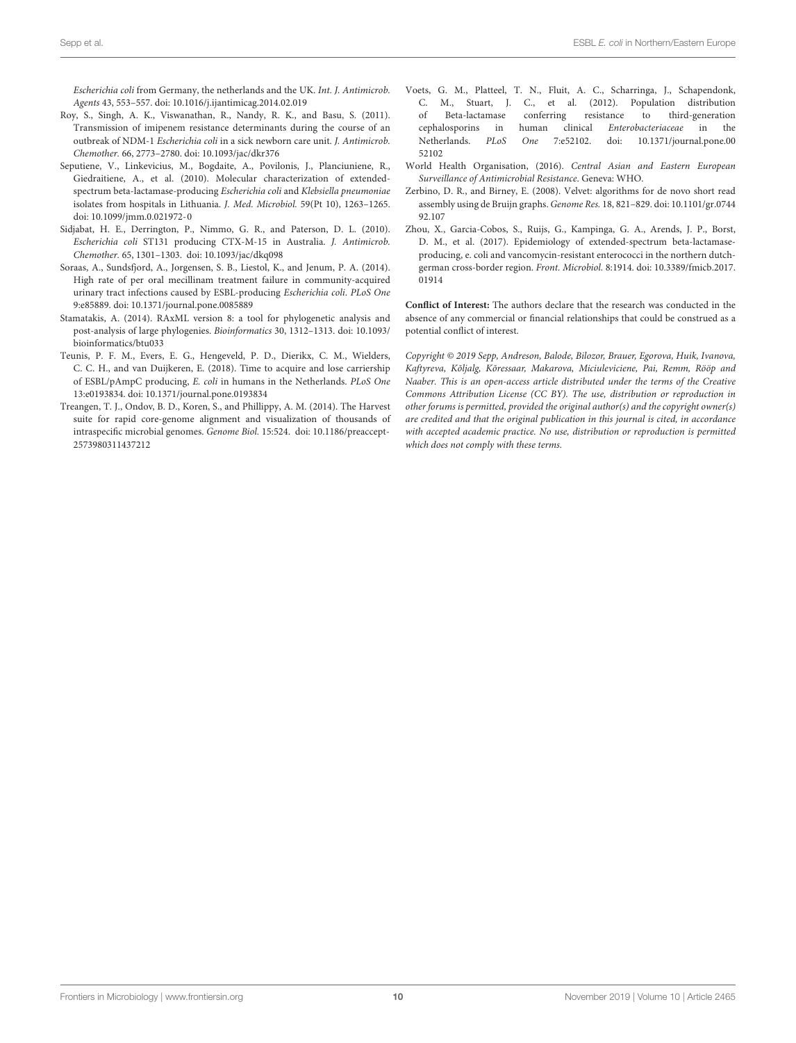Escherichia coli from Germany, the netherlands and the UK. *Int. J. Antimicrob. Agents* 43, 553–557. doi: 10.1016/j.ijantimicag.2014.02.019

Roy, S., Singh, A. K., Viswanathan, R., Nandy, R. K., and Basu, S. (2011). Transmission of imipenem resistance determinants during the course of an outbreak of NDM-1 *Escherichia coli* in a sick newborn care unit. *J. Antimicrob. Chemother.* 66, 2773–2780. doi: 10.1093/jac/dkr376

Seputiene, V., Linkevicius, M., Bogdaite, A., Povilonis, J., Planciuniene, R., Giedraitiene, A., et al. (2010). Molecular characterization of extended-spectrum beta-lactamase-producing *Escherichia coli* and *Klebsiella pneumoniae* isolates from hospitals in Lithuania. *J. Med. Microbiol.* 59(Pt 10), 1263–1265. doi: 10.1099/jmm.0.021972-0

Sidjabat, H. E., Derrington, P., Nimmo, G. R., and Paterson, D. L. (2010). *Escherichia coli* ST131 producing CTX-M-15 in Australia. *J. Antimicrob. Chemother.* 65, 1301–1303. doi: 10.1093/jac/dkq098

Soraas, A., Sundsfjord, A., Jorgensen, S. B., Liestol, K., and Jenum, P. A. (2014). High rate of per oral mecillinam treatment failure in community-acquired urinary tract infections caused by ESBL-producing *Escherichia coli*. *PLoS One* 9:e85889. doi: 10.1371/journal.pone.0085889

Stamatakis, A. (2014). RAxML version 8: a tool for phylogenetic analysis and post-analysis of large phylogenies. *Bioinformatics* 30, 1312–1313. doi: 10.1093/bioinformatics/btu033

Teunis, P. F. M., Evers, E. G., Hengeveld, P. D., Dierikx, C. M., Wielders, C. C. H., and van Duijkeren, E. (2018). Time to acquire and lose carriership of ESBL/pAmpC producing, *E. coli* in humans in the Netherlands. *PLoS One* 13:e0193834. doi: 10.1371/journal.pone.0193834

Treangen, T. J., Ondov, B. D., Koren, S., and Phillippy, A. M. (2014). The Harvest suite for rapid core-genome alignment and visualization of thousands of intraspecific microbial genomes. *Genome Biol.* 15:524. doi: 10.1186/preaccept-2573980311437212

Voets, G. M., Platteel, T. N., Fluit, A. C., Scharringa, J., Schapendonk, C. M., Stuart, J. C., et al. (2012). Population distribution of Beta-lactamase conferring resistance to third-generation cephalosporins in human clinical *Enterobacteriaceae* in the Netherlands. *PLoS One* 7:e52102. doi: 10.1371/journal.pone.0052102

World Health Organisation, (2016). *Central Asian and Eastern European Surveillance of Antimicrobial Resistance*. Geneva: WHO.

Zerbino, D. R., and Birney, E. (2008). Velvet: algorithms for de novo short read assembly using de Bruijn graphs. *Genome Res.* 18, 821–829. doi: 10.1101/gr.074492.107

Zhou, X., Garcia-Cobos, S., Ruijs, G., Kampinga, G. A., Arends, J. P., Borst, D. M., et al. (2017). Epidemiology of extended-spectrum beta-lactamase-producing, e. coli and vancomycin-resistant enterococci in the northern dutch-german cross-border region. *Front. Microbiol.* 8:1914. doi: 10.3389/fmicb.2017.01914

**Conflict of Interest:** The authors declare that the research was conducted in the absence of any commercial or financial relationships that could be construed as a potential conflict of interest.

*Copyright © 2019 Sepp, Andreson, Balode, Bilozor, Brauer, Egorova, Huik, Ivanova, Kaftyreva, Kõljalg, Kõressaar, Makarova, Miciuleviciene, Pai, Remm, Rööp and Naaber. This is an open-access article distributed under the terms of the Creative Commons Attribution License (CC BY). The use, distribution or reproduction in other forums is permitted, provided the original author(s) and the copyright owner(s) are credited and that the original publication in this journal is cited, in accordance with accepted academic practice. No use, distribution or reproduction is permitted which does not comply with these terms.*